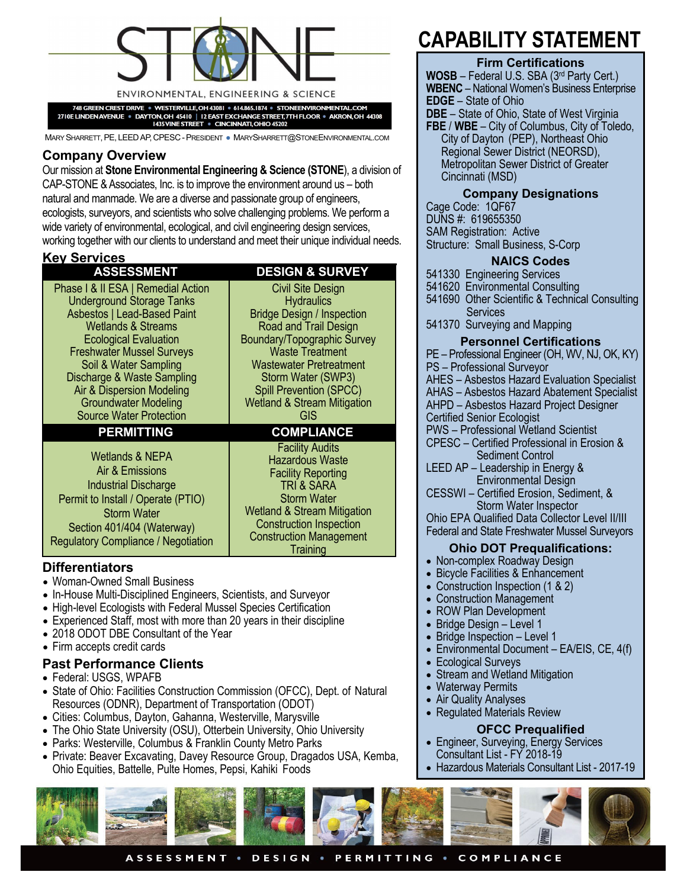# STONE

ENVIRONMENTAL, ENGINEERING & SCIENCE

748 GREEN CREST DRIVE • WESTERVILLE, OH 43081 • 614.865.1874 • STONEENVIRONMENTAL.COM
2710E LINDEN AVENUE • DAYTON, OH 45410 | 12 EAST EXCHANGE STREET, 7TH FLOOR • AKRON, OH 44308
1435 VINE STREET • CINCINNATI, OHIO 45202

MARY SHARRETT, PE, LEED AP, CPESC - PRESIDENT • MARYSHARRETT@STONEENVIRONMENTAL.COM

## Company Overview

Our mission at **Stone Environmental Engineering & Science (STONE)**, a division of CAP-STONE & Associates, Inc. is to improve the environment around us – both natural and manmade. We are a diverse and passionate group of engineers, ecologists, surveyors, and scientists who solve challenging problems. We perform a wide variety of environmental, ecological, and civil engineering design services, working together with our clients to understand and meet their unique individual needs.

## Key Services

| ASSESSMENT | DESIGN & SURVEY |
|---|---|
| Phase I & II ESA \| Remedial Action | Civil Site Design |
| Underground Storage Tanks | Hydraulics |
| Asbestos \| Lead-Based Paint | Bridge Design / Inspection |
| Wetlands & Streams | Road and Trail Design |
| Ecological Evaluation | Boundary/Topographic Survey |
| Freshwater Mussel Surveys | Waste Treatment |
| Soil & Water Sampling | Wastewater Pretreatment |
| Discharge & Waste Sampling | Storm Water (SWP3) |
| Air & Dispersion Modeling | Spill Prevention (SPCC) |
| Groundwater Modeling | Wetland & Stream Mitigation |
| Source Water Protection | GIS |

| PERMITTING | COMPLIANCE |
|---|---|
| Wetlands & NEPA | Facility Audits |
| Air & Emissions | Hazardous Waste |
| Industrial Discharge | Facility Reporting |
| Permit to Install / Operate (PTIO) | TRI & SARA |
| Storm Water | Storm Water |
| Section 401/404 (Waterway) | Wetland & Stream Mitigation |
| Regulatory Compliance / Negotiation | Construction Inspection |
| | Construction Management |
| | Training |

## Differentiators

- Woman-Owned Small Business
- In-House Multi-Disciplined Engineers, Scientists, and Surveyor
- High-level Ecologists with Federal Mussel Species Certification
- Experienced Staff, most with more than 20 years in their discipline
- 2018 ODOT DBE Consultant of the Year
- Firm accepts credit cards

## Past Performance Clients

- Federal: USGS, WPAFB
- State of Ohio: Facilities Construction Commission (OFCC), Dept. of Natural Resources (ODNR), Department of Transportation (ODOT)
- Cities: Columbus, Dayton, Gahanna, Westerville, Marysville
- The Ohio State University (OSU), Otterbein University, Ohio University
- Parks: Westerville, Columbus & Franklin County Metro Parks
- Private: Beaver Excavating, Davey Resource Group, Dragados USA, Kemba, Ohio Equities, Battelle, Pulte Homes, Pepsi, Kahiki Foods

# CAPABILITY STATEMENT

### Firm Certifications

**WOSB** – Federal U.S. SBA (3rd Party Cert.)
**WBENC** – National Women's Business Enterprise
**EDGE** – State of Ohio
**DBE** – State of Ohio, State of West Virginia
**FBE** / **WBE** – City of Columbus, City of Toledo, City of Dayton (PEP), Northeast Ohio Regional Sewer District (NEORSD), Metropolitan Sewer District of Greater Cincinnati (MSD)

### Company Designations

Cage Code: 1QF67
DUNS #: 619655350
SAM Registration: Active
Structure: Small Business, S-Corp

### NAICS Codes

541330 Engineering Services
541620 Environmental Consulting
541690 Other Scientific & Technical Consulting Services
541370 Surveying and Mapping

### Personnel Certifications

PE – Professional Engineer (OH, WV, NJ, OK, KY)
PS – Professional Surveyor
AHES – Asbestos Hazard Evaluation Specialist
AHAS – Asbestos Hazard Abatement Specialist
AHPD – Asbestos Hazard Project Designer
Certified Senior Ecologist
PWS – Professional Wetland Scientist
CPESC – Certified Professional in Erosion & Sediment Control
LEED AP – Leadership in Energy & Environmental Design
CESSWI – Certified Erosion, Sediment, & Storm Water Inspector
Ohio EPA Qualified Data Collector Level II/III
Federal and State Freshwater Mussel Surveyors

### Ohio DOT Prequalifications:

- Non-complex Roadway Design
- Bicycle Facilities & Enhancement
- Construction Inspection (1 & 2)
- Construction Management
- ROW Plan Development
- Bridge Design – Level 1
- Bridge Inspection – Level 1
- Environmental Document – EA/EIS, CE, 4(f)
- Ecological Surveys
- Stream and Wetland Mitigation
- Waterway Permits
- Air Quality Analyses
- Regulated Materials Review

### OFCC Prequalified

- Engineer, Surveying, Energy Services Consultant List - FY 2018-19
- Hazardous Materials Consultant List - 2017-19

ASSESSMENT • DESIGN • PERMITTING • COMPLIANCE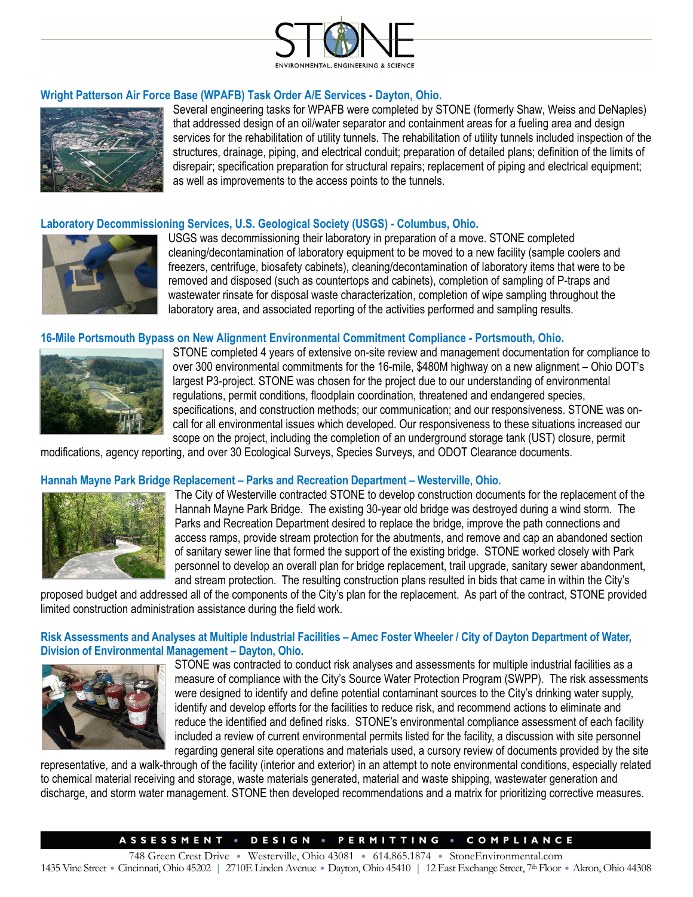### Wright Patterson Air Force Base (WPAFB) Task Order A/E Services - Dayton, Ohio.

Several engineering tasks for WPAFB were completed by STONE (formerly Shaw, Weiss and DeNaples) that addressed design of an oil/water separator and containment areas for a fueling area and design services for the rehabilitation of utility tunnels. The rehabilitation of utility tunnels included inspection of the structures, drainage, piping, and electrical conduit; preparation of detailed plans; definition of the limits of disrepair; specification preparation for structural repairs; replacement of piping and electrical equipment; as well as improvements to the access points to the tunnels.

### Laboratory Decommissioning Services, U.S. Geological Society (USGS) - Columbus, Ohio.

USGS was decommissioning their laboratory in preparation of a move. STONE completed cleaning/decontamination of laboratory equipment to be moved to a new facility (sample coolers and freezers, centrifuge, biosafety cabinets), cleaning/decontamination of laboratory items that were to be removed and disposed (such as countertops and cabinets), completion of sampling of P-traps and wastewater rinsate for disposal waste characterization, completion of wipe sampling throughout the laboratory area, and associated reporting of the activities performed and sampling results.

### 16-Mile Portsmouth Bypass on New Alignment Environmental Commitment Compliance - Portsmouth, Ohio.

STONE completed 4 years of extensive on-site review and management documentation for compliance to over 300 environmental commitments for the 16-mile, $480M highway on a new alignment – Ohio DOT's largest P3-project. STONE was chosen for the project due to our understanding of environmental regulations, permit conditions, floodplain coordination, threatened and endangered species, specifications, and construction methods; our communication; and our responsiveness. STONE was on-call for all environmental issues which developed. Our responsiveness to these situations increased our scope on the project, including the completion of an underground storage tank (UST) closure, permit modifications, agency reporting, and over 30 Ecological Surveys, Species Surveys, and ODOT Clearance documents.

### Hannah Mayne Park Bridge Replacement – Parks and Recreation Department – Westerville, Ohio.

The City of Westerville contracted STONE to develop construction documents for the replacement of the Hannah Mayne Park Bridge. The existing 30-year old bridge was destroyed during a wind storm. The Parks and Recreation Department desired to replace the bridge, improve the path connections and access ramps, provide stream protection for the abutments, and remove and cap an abandoned section of sanitary sewer line that formed the support of the existing bridge. STONE worked closely with Park personnel to develop an overall plan for bridge replacement, trail upgrade, sanitary sewer abandonment, and stream protection. The resulting construction plans resulted in bids that came in within the City's proposed budget and addressed all of the components of the City's plan for the replacement. As part of the contract, STONE provided limited construction administration assistance during the field work.

### Risk Assessments and Analyses at Multiple Industrial Facilities – Amec Foster Wheeler / City of Dayton Department of Water, Division of Environmental Management – Dayton, Ohio.

STONE was contracted to conduct risk analyses and assessments for multiple industrial facilities as a measure of compliance with the City's Source Water Protection Program (SWPP). The risk assessments were designed to identify and define potential contaminant sources to the City's drinking water supply, identify and develop efforts for the facilities to reduce risk, and recommend actions to eliminate and reduce the identified and defined risks. STONE's environmental compliance assessment of each facility included a review of current environmental permits listed for the facility, a discussion with site personnel regarding general site operations and materials used, a cursory review of documents provided by the site representative, and a walk-through of the facility (interior and exterior) in an attempt to note environmental conditions, especially related to chemical material receiving and storage, waste materials generated, material and waste shipping, wastewater generation and discharge, and storm water management. STONE then developed recommendations and a matrix for prioritizing corrective measures.